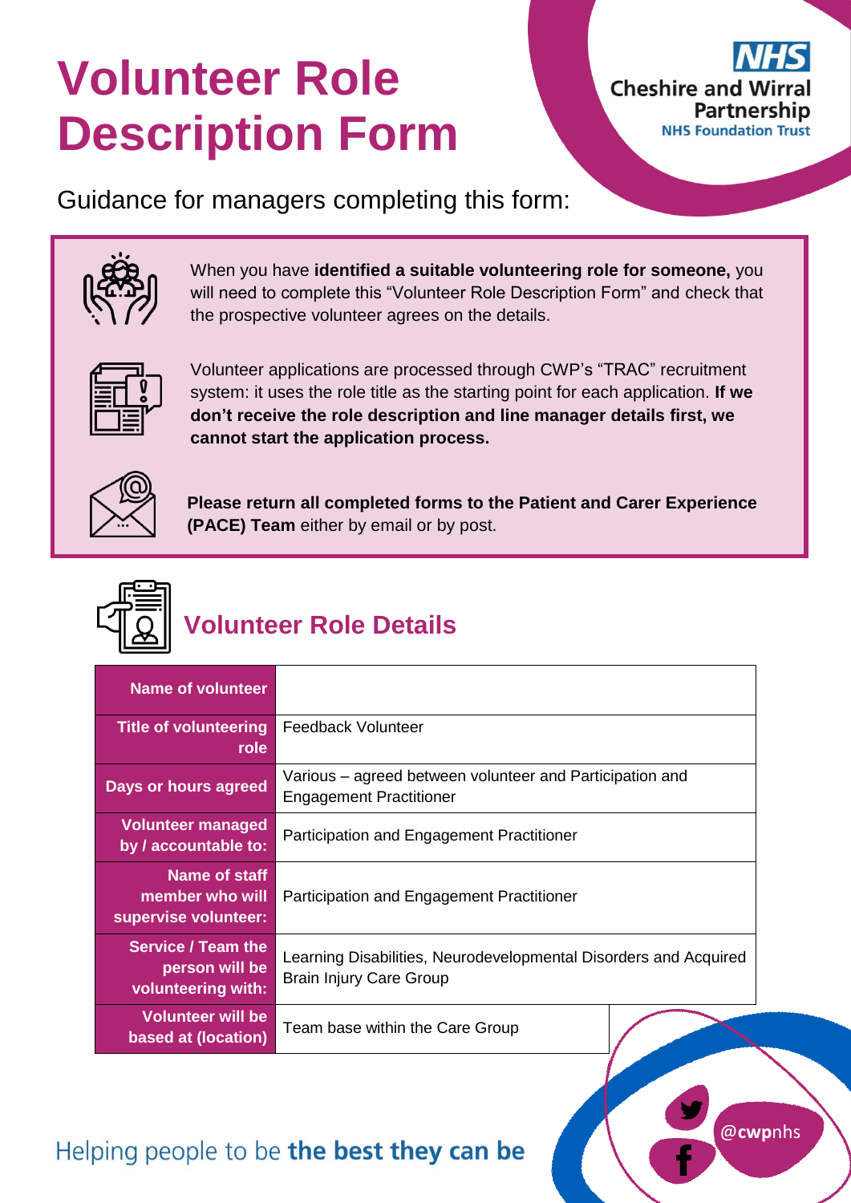# Volunteer Role Description Form

NHS
Cheshire and Wirral Partnership
NHS Foundation Trust

Guidance for managers completing this form:

When you have **identified a suitable volunteering role for someone,** you will need to complete this "Volunteer Role Description Form" and check that the prospective volunteer agrees on the details.

Volunteer applications are processed through CWP's "TRAC" recruitment system: it uses the role title as the starting point for each application. **If we don't receive the role description and line manager details first, we cannot start the application process.**

**Please return all completed forms to the Patient and Carer Experience (PACE) Team** either by email or by post.

## Volunteer Role Details

| | |
|---|---|
| **Name of volunteer** | |
| **Title of volunteering role** | Feedback Volunteer |
| **Days or hours agreed** | Various – agreed between volunteer and Participation and Engagement Practitioner |
| **Volunteer managed by / accountable to:** | Participation and Engagement Practitioner |
| **Name of staff member who will supervise volunteer:** | Participation and Engagement Practitioner |
| **Service / Team the person will be volunteering with:** | Learning Disabilities, Neurodevelopmental Disorders and Acquired Brain Injury Care Group |
| **Volunteer will be based at (location)** | Team base within the Care Group |

Helping people to be **the best they can be**

@cwpnhs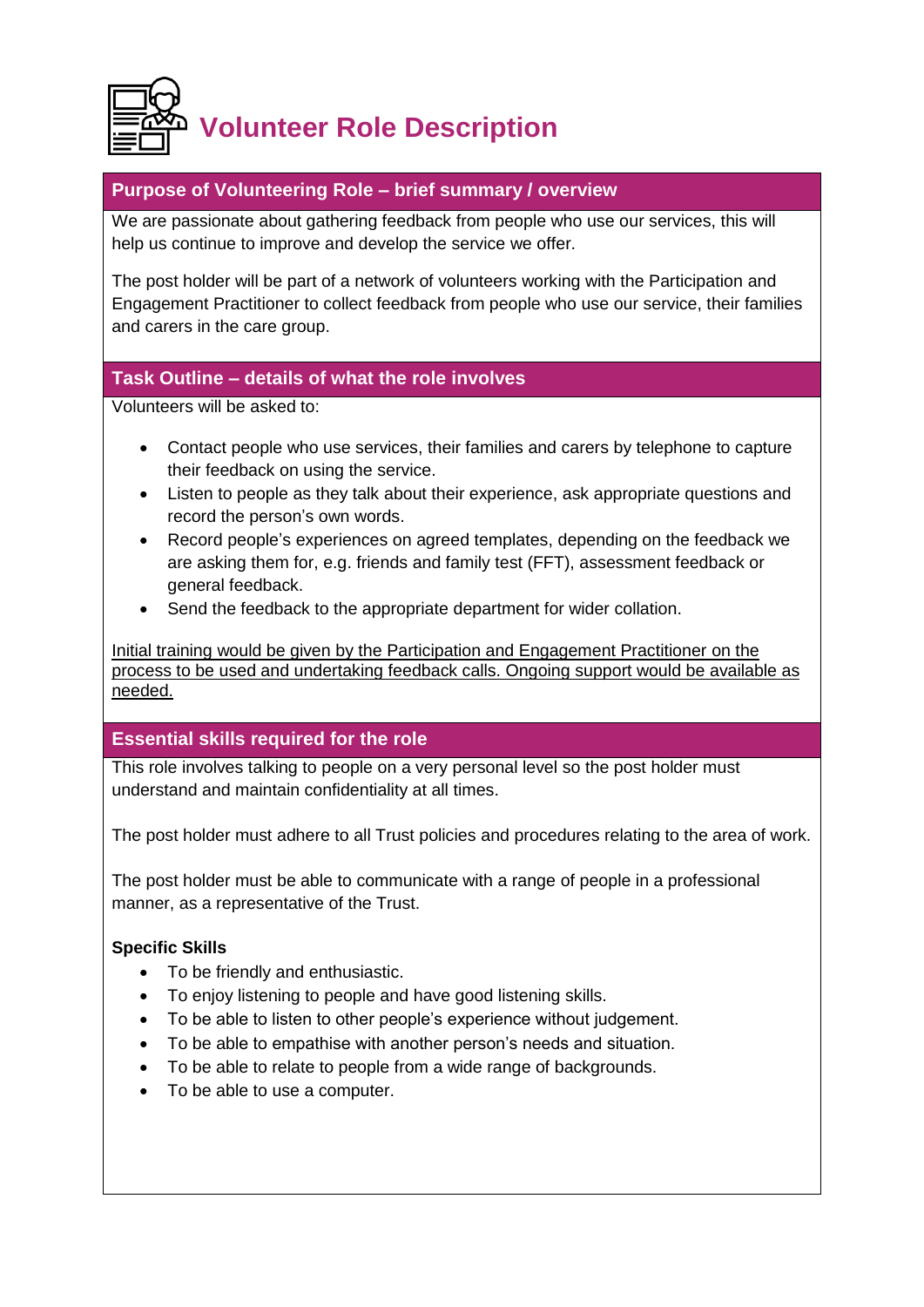# Volunteer Role Description

## Purpose of Volunteering Role – brief summary / overview

We are passionate about gathering feedback from people who use our services, this will help us continue to improve and develop the service we offer.

The post holder will be part of a network of volunteers working with the Participation and Engagement Practitioner to collect feedback from people who use our service, their families and carers in the care group.

## Task Outline – details of what the role involves

Volunteers will be asked to:

- Contact people who use services, their families and carers by telephone to capture their feedback on using the service.
- Listen to people as they talk about their experience, ask appropriate questions and record the person's own words.
- Record people's experiences on agreed templates, depending on the feedback we are asking them for, e.g. friends and family test (FFT), assessment feedback or general feedback.
- Send the feedback to the appropriate department for wider collation.

Initial training would be given by the Participation and Engagement Practitioner on the process to be used and undertaking feedback calls. Ongoing support would be available as needed.

## Essential skills required for the role

This role involves talking to people on a very personal level so the post holder must understand and maintain confidentiality at all times.

The post holder must adhere to all Trust policies and procedures relating to the area of work.

The post holder must be able to communicate with a range of people in a professional manner, as a representative of the Trust.

**Specific Skills**

- To be friendly and enthusiastic.
- To enjoy listening to people and have good listening skills.
- To be able to listen to other people's experience without judgement.
- To be able to empathise with another person's needs and situation.
- To be able to relate to people from a wide range of backgrounds.
- To be able to use a computer.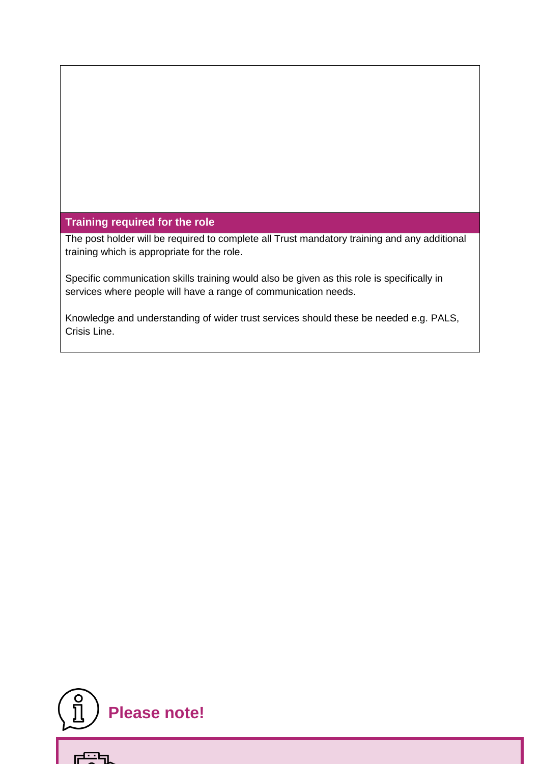## Training required for the role

The post holder will be required to complete all Trust mandatory training and any additional training which is appropriate for the role.

Specific communication skills training would also be given as this role is specifically in services where people will have a range of communication needs.

Knowledge and understanding of wider trust services should these be needed e.g. PALS, Crisis Line.

## Please note!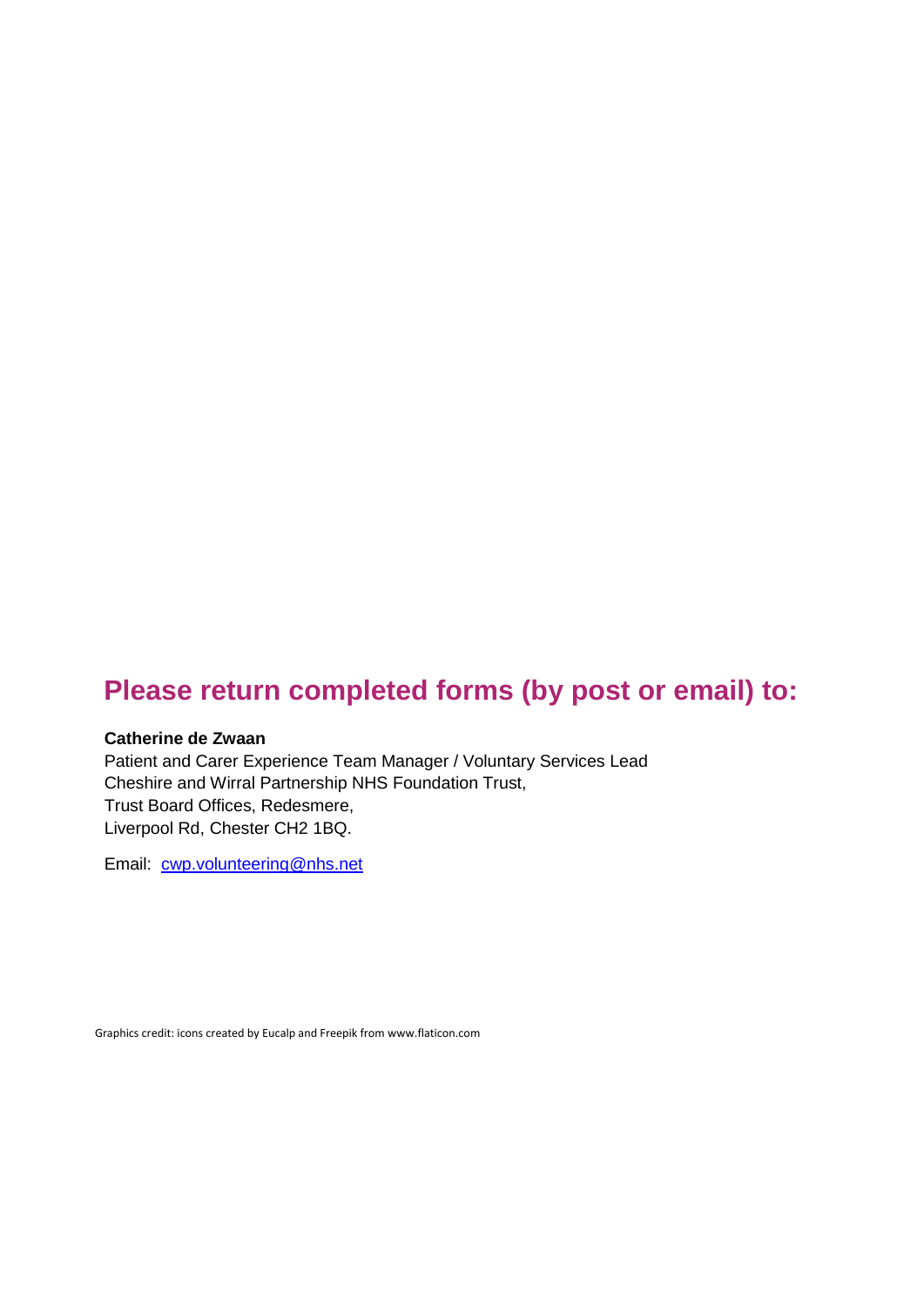## Please return completed forms (by post or email) to:

**Catherine de Zwaan**
Patient and Carer Experience Team Manager / Voluntary Services Lead
Cheshire and Wirral Partnership NHS Foundation Trust,
Trust Board Offices, Redesmere,
Liverpool Rd, Chester CH2 1BQ.

Email: [cwp.volunteering@nhs.net](mailto:cwp.volunteering@nhs.net)

Graphics credit: icons created by Eucalp and Freepik from www.flaticon.com